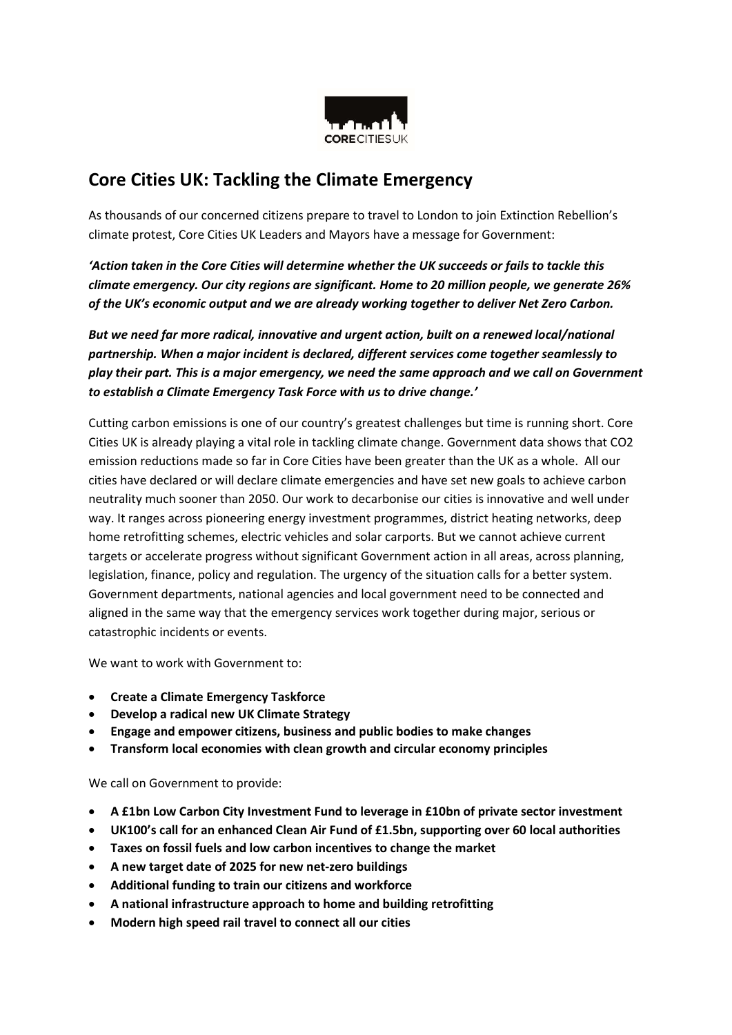# Core Cities UK: Tackling the Climate Emergency

As thousands of our concerned citizens prepare to travel to London to join Extinction Rebellion's climate protest, Core Cities UK Leaders and Mayors have a message for Government:

***'Action taken in the Core Cities will determine whether the UK succeeds or fails to tackle this climate emergency. Our city regions are significant. Home to 20 million people, we generate 26% of the UK's economic output and we are already working together to deliver Net Zero Carbon.***

***But we need far more radical, innovative and urgent action, built on a renewed local/national partnership. When a major incident is declared, different services come together seamlessly to play their part. This is a major emergency, we need the same approach and we call on Government to establish a Climate Emergency Task Force with us to drive change.'***

Cutting carbon emissions is one of our country's greatest challenges but time is running short. Core Cities UK is already playing a vital role in tackling climate change. Government data shows that $CO_2$ emission reductions made so far in Core Cities have been greater than the UK as a whole. All our cities have declared or will declare climate emergencies and have set new goals to achieve carbon neutrality much sooner than 2050. Our work to decarbonise our cities is innovative and well under way. It ranges across pioneering energy investment programmes, district heating networks, deep home retrofitting schemes, electric vehicles and solar carports. But we cannot achieve current targets or accelerate progress without significant Government action in all areas, across planning, legislation, finance, policy and regulation. The urgency of the situation calls for a better system. Government departments, national agencies and local government need to be connected and aligned in the same way that the emergency services work together during major, serious or catastrophic incidents or events.

We want to work with Government to:

- **Create a Climate Emergency Taskforce**
- **Develop a radical new UK Climate Strategy**
- **Engage and empower citizens, business and public bodies to make changes**
- **Transform local economies with clean growth and circular economy principles**

We call on Government to provide:

- **A £1bn Low Carbon City Investment Fund to leverage in £10bn of private sector investment**
- **UK100's call for an enhanced Clean Air Fund of £1.5bn, supporting over 60 local authorities**
- **Taxes on fossil fuels and low carbon incentives to change the market**
- **A new target date of 2025 for new net-zero buildings**
- **Additional funding to train our citizens and workforce**
- **A national infrastructure approach to home and building retrofitting**
- **Modern high speed rail travel to connect all our cities**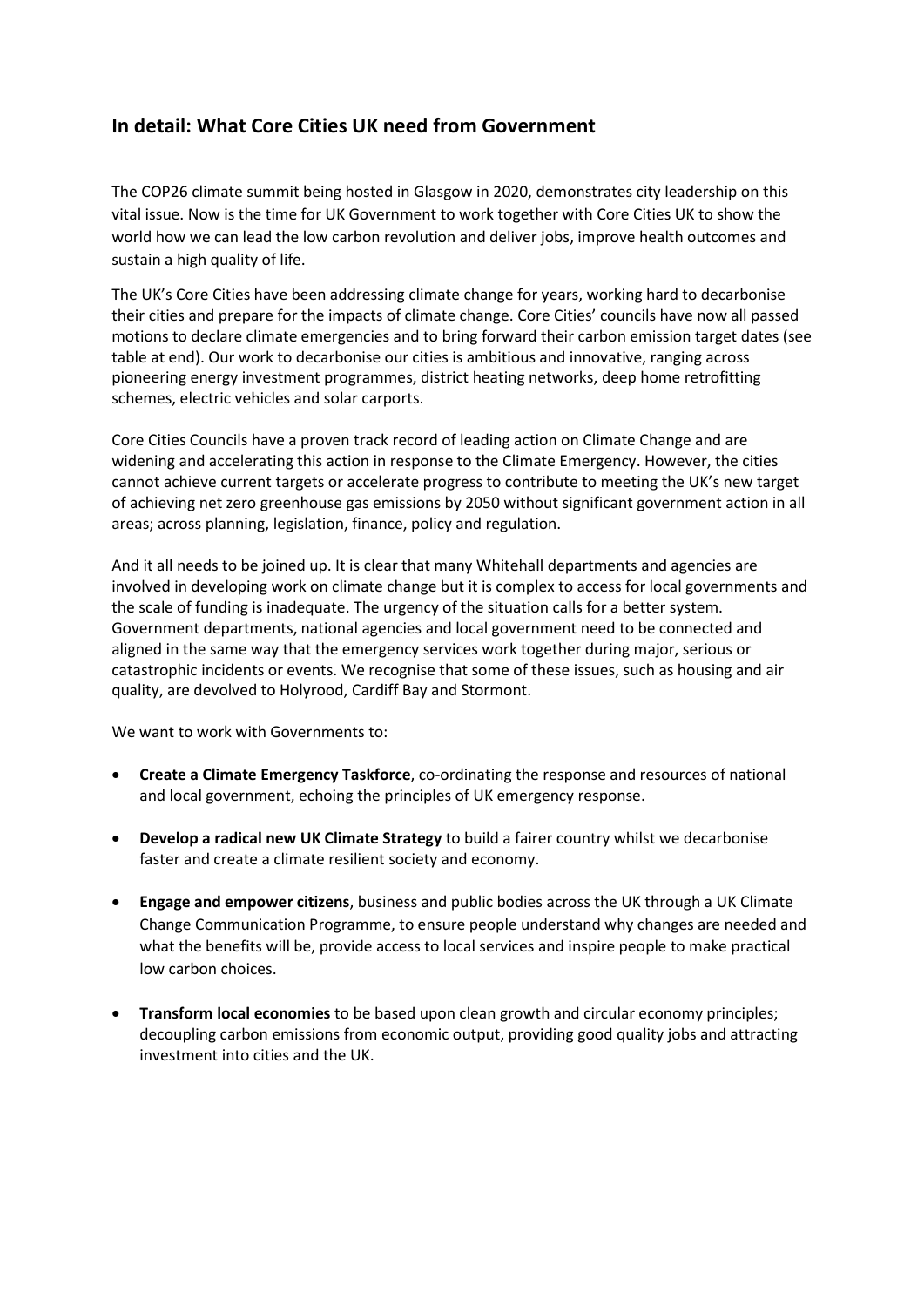## In detail: What Core Cities UK need from Government

The COP26 climate summit being hosted in Glasgow in 2020, demonstrates city leadership on this vital issue. Now is the time for UK Government to work together with Core Cities UK to show the world how we can lead the low carbon revolution and deliver jobs, improve health outcomes and sustain a high quality of life.

The UK's Core Cities have been addressing climate change for years, working hard to decarbonise their cities and prepare for the impacts of climate change. Core Cities' councils have now all passed motions to declare climate emergencies and to bring forward their carbon emission target dates (see table at end). Our work to decarbonise our cities is ambitious and innovative, ranging across pioneering energy investment programmes, district heating networks, deep home retrofitting schemes, electric vehicles and solar carports.

Core Cities Councils have a proven track record of leading action on Climate Change and are widening and accelerating this action in response to the Climate Emergency. However, the cities cannot achieve current targets or accelerate progress to contribute to meeting the UK's new target of achieving net zero greenhouse gas emissions by 2050 without significant government action in all areas; across planning, legislation, finance, policy and regulation.

And it all needs to be joined up. It is clear that many Whitehall departments and agencies are involved in developing work on climate change but it is complex to access for local governments and the scale of funding is inadequate. The urgency of the situation calls for a better system. Government departments, national agencies and local government need to be connected and aligned in the same way that the emergency services work together during major, serious or catastrophic incidents or events. We recognise that some of these issues, such as housing and air quality, are devolved to Holyrood, Cardiff Bay and Stormont.

We want to work with Governments to:

- **Create a Climate Emergency Taskforce**, co-ordinating the response and resources of national and local government, echoing the principles of UK emergency response.
- **Develop a radical new UK Climate Strategy** to build a fairer country whilst we decarbonise faster and create a climate resilient society and economy.
- **Engage and empower citizens**, business and public bodies across the UK through a UK Climate Change Communication Programme, to ensure people understand why changes are needed and what the benefits will be, provide access to local services and inspire people to make practical low carbon choices.
- **Transform local economies** to be based upon clean growth and circular economy principles; decoupling carbon emissions from economic output, providing good quality jobs and attracting investment into cities and the UK.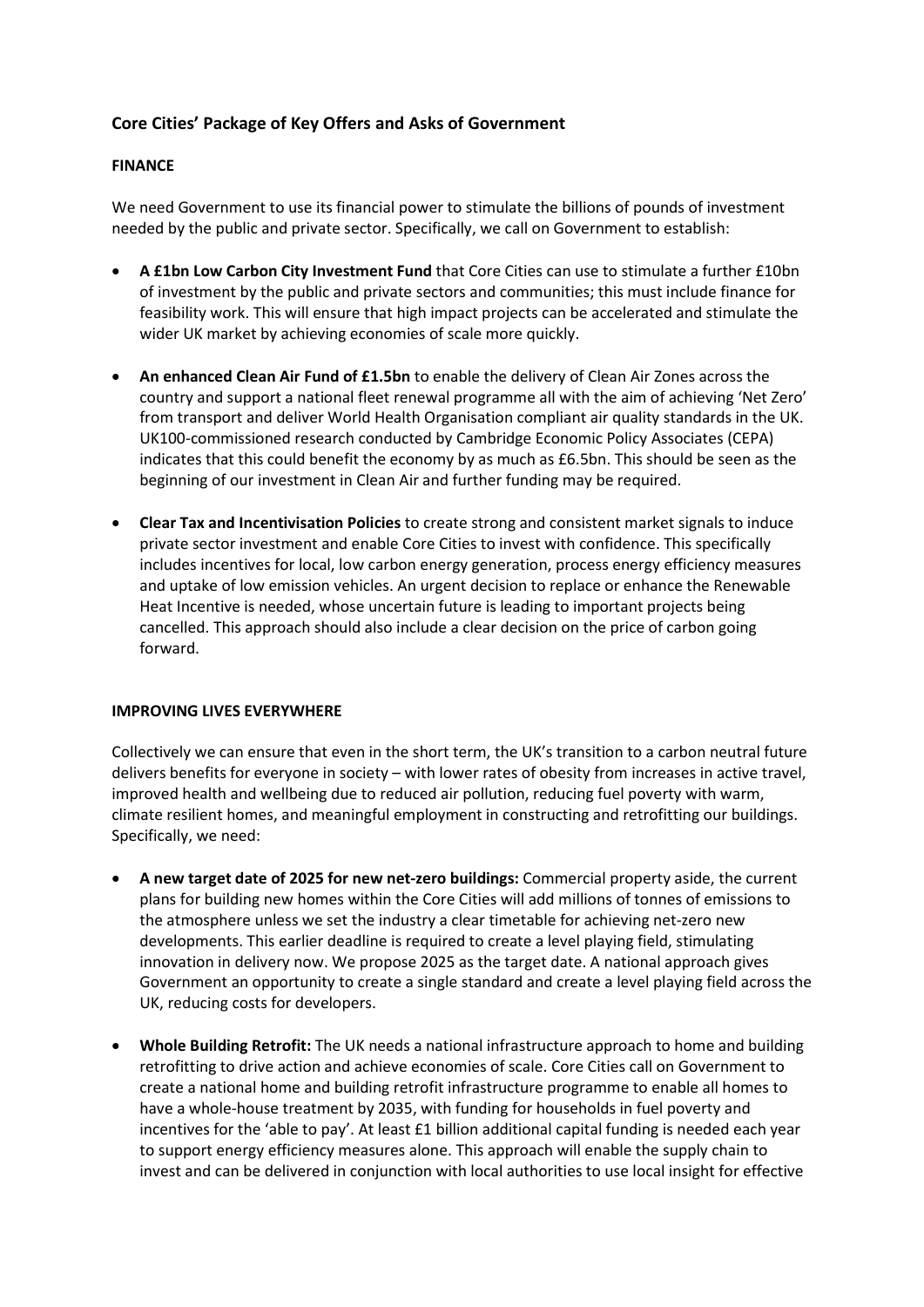## Core Cities' Package of Key Offers and Asks of Government

**FINANCE**

We need Government to use its financial power to stimulate the billions of pounds of investment needed by the public and private sector. Specifically, we call on Government to establish:

- **A £1bn Low Carbon City Investment Fund** that Core Cities can use to stimulate a further £10bn of investment by the public and private sectors and communities; this must include finance for feasibility work. This will ensure that high impact projects can be accelerated and stimulate the wider UK market by achieving economies of scale more quickly.
- **An enhanced Clean Air Fund of £1.5bn** to enable the delivery of Clean Air Zones across the country and support a national fleet renewal programme all with the aim of achieving 'Net Zero' from transport and deliver World Health Organisation compliant air quality standards in the UK. UK100-commissioned research conducted by Cambridge Economic Policy Associates (CEPA) indicates that this could benefit the economy by as much as £6.5bn. This should be seen as the beginning of our investment in Clean Air and further funding may be required.
- **Clear Tax and Incentivisation Policies** to create strong and consistent market signals to induce private sector investment and enable Core Cities to invest with confidence. This specifically includes incentives for local, low carbon energy generation, process energy efficiency measures and uptake of low emission vehicles. An urgent decision to replace or enhance the Renewable Heat Incentive is needed, whose uncertain future is leading to important projects being cancelled. This approach should also include a clear decision on the price of carbon going forward.

**IMPROVING LIVES EVERYWHERE**

Collectively we can ensure that even in the short term, the UK's transition to a carbon neutral future delivers benefits for everyone in society – with lower rates of obesity from increases in active travel, improved health and wellbeing due to reduced air pollution, reducing fuel poverty with warm, climate resilient homes, and meaningful employment in constructing and retrofitting our buildings. Specifically, we need:

- **A new target date of 2025 for new net-zero buildings:** Commercial property aside, the current plans for building new homes within the Core Cities will add millions of tonnes of emissions to the atmosphere unless we set the industry a clear timetable for achieving net-zero new developments. This earlier deadline is required to create a level playing field, stimulating innovation in delivery now. We propose 2025 as the target date. A national approach gives Government an opportunity to create a single standard and create a level playing field across the UK, reducing costs for developers.
- **Whole Building Retrofit:** The UK needs a national infrastructure approach to home and building retrofitting to drive action and achieve economies of scale. Core Cities call on Government to create a national home and building retrofit infrastructure programme to enable all homes to have a whole-house treatment by 2035, with funding for households in fuel poverty and incentives for the 'able to pay'. At least £1 billion additional capital funding is needed each year to support energy efficiency measures alone. This approach will enable the supply chain to invest and can be delivered in conjunction with local authorities to use local insight for effective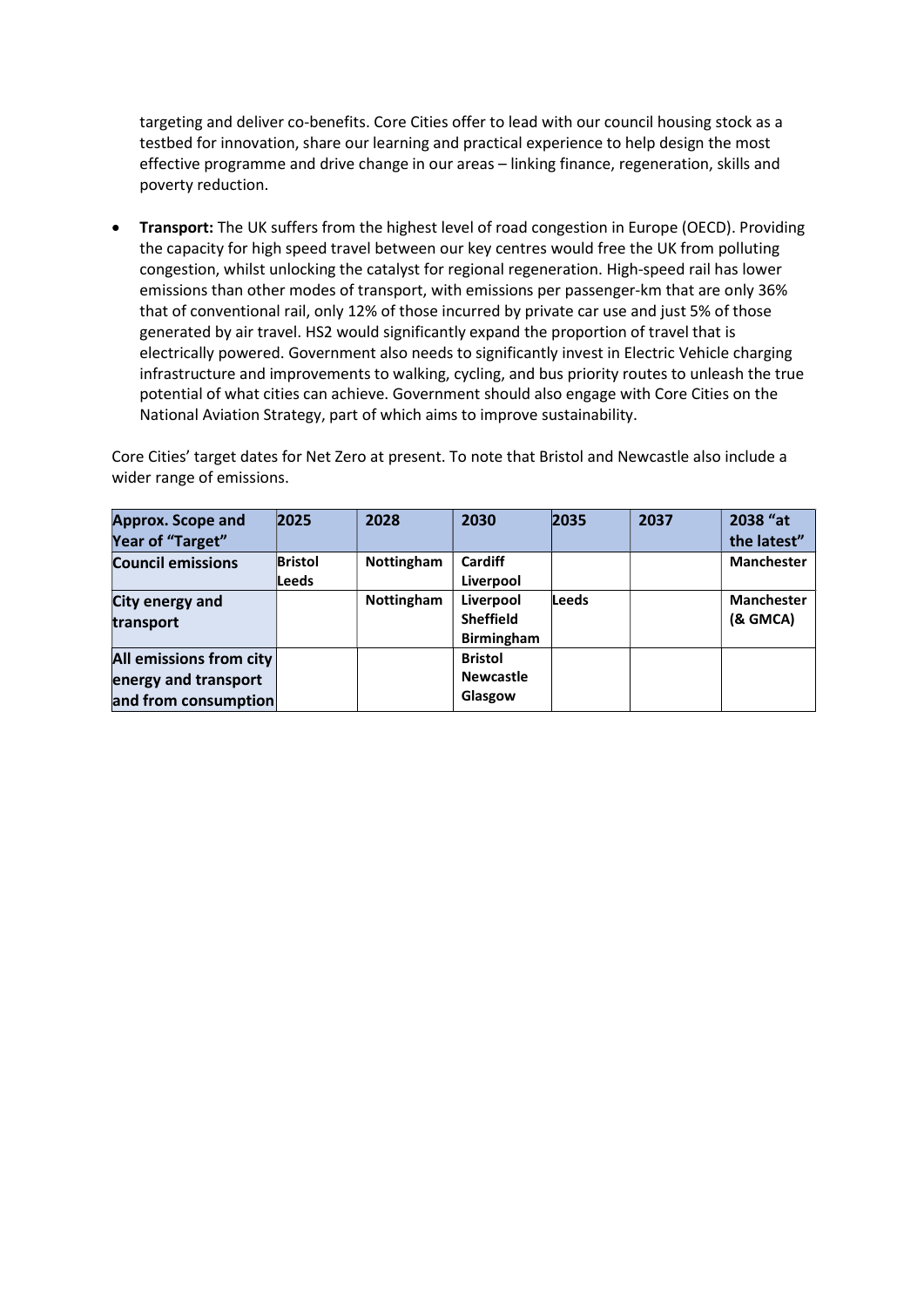targeting and deliver co-benefits. Core Cities offer to lead with our council housing stock as a testbed for innovation, share our learning and practical experience to help design the most effective programme and drive change in our areas – linking finance, regeneration, skills and poverty reduction.

- **Transport:** The UK suffers from the highest level of road congestion in Europe (OECD). Providing the capacity for high speed travel between our key centres would free the UK from polluting congestion, whilst unlocking the catalyst for regional regeneration. High-speed rail has lower emissions than other modes of transport, with emissions per passenger-km that are only 36% that of conventional rail, only 12% of those incurred by private car use and just 5% of those generated by air travel. HS2 would significantly expand the proportion of travel that is electrically powered. Government also needs to significantly invest in Electric Vehicle charging infrastructure and improvements to walking, cycling, and bus priority routes to unleash the true potential of what cities can achieve. Government should also engage with Core Cities on the National Aviation Strategy, part of which aims to improve sustainability.

Core Cities' target dates for Net Zero at present. To note that Bristol and Newcastle also include a wider range of emissions.

| Approx. Scope and Year of "Target" | 2025 | 2028 | 2030 | 2035 | 2037 | 2038 "at the latest" |
|---|---|---|---|---|---|---|
| **Council emissions** | **Bristol Leeds** | **Nottingham** | **Cardiff Liverpool** | | | **Manchester** |
| **City energy and transport** | | **Nottingham** | **Liverpool Sheffield Birmingham** | **Leeds** | | **Manchester (& GMCA)** |
| **All emissions from city energy and transport and from consumption** | | | **Bristol Newcastle Glasgow** | | | |